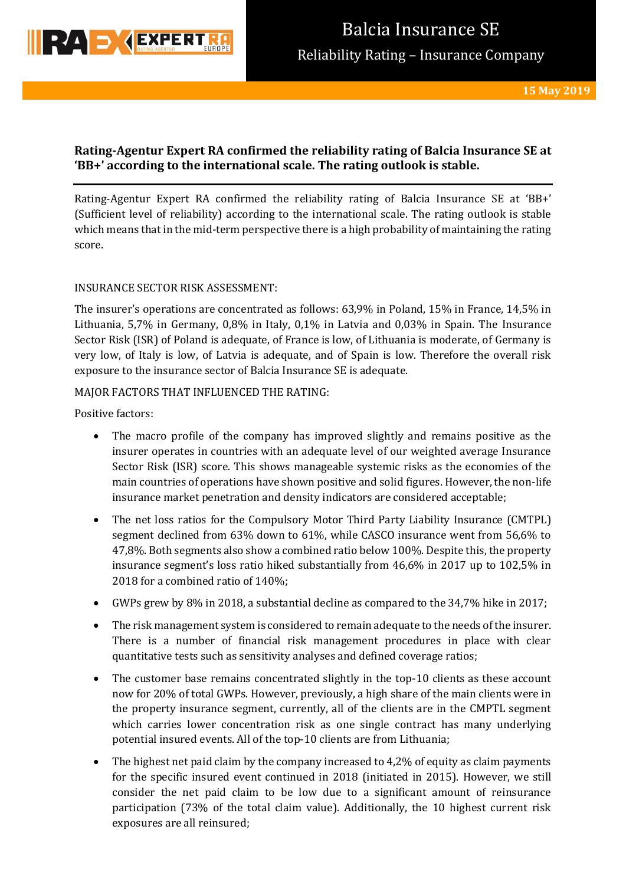# Balcia Insurance SE

## Reliability Rating – Insurance Company

**15 May 2019**

**Rating-Agentur Expert RA confirmed the reliability rating of Balcia Insurance SE at 'BB+' according to the international scale. The rating outlook is stable.**

Rating-Agentur Expert RA confirmed the reliability rating of Balcia Insurance SE at 'BB+' (Sufficient level of reliability) according to the international scale. The rating outlook is stable which means that in the mid-term perspective there is a high probability of maintaining the rating score.

INSURANCE SECTOR RISK ASSESSMENT:

The insurer's operations are concentrated as follows: 63,9% in Poland, 15% in France, 14,5% in Lithuania, 5,7% in Germany, 0,8% in Italy, 0,1% in Latvia and 0,03% in Spain. The Insurance Sector Risk (ISR) of Poland is adequate, of France is low, of Lithuania is moderate, of Germany is very low, of Italy is low, of Latvia is adequate, and of Spain is low. Therefore the overall risk exposure to the insurance sector of Balcia Insurance SE is adequate.

MAJOR FACTORS THAT INFLUENCED THE RATING:

Positive factors:

- The macro profile of the company has improved slightly and remains positive as the insurer operates in countries with an adequate level of our weighted average Insurance Sector Risk (ISR) score. This shows manageable systemic risks as the economies of the main countries of operations have shown positive and solid figures. However, the non-life insurance market penetration and density indicators are considered acceptable;
- The net loss ratios for the Compulsory Motor Third Party Liability Insurance (CMTPL) segment declined from 63% down to 61%, while CASCO insurance went from 56,6% to 47,8%. Both segments also show a combined ratio below 100%. Despite this, the property insurance segment's loss ratio hiked substantially from 46,6% in 2017 up to 102,5% in 2018 for a combined ratio of 140%;
- GWPs grew by 8% in 2018, a substantial decline as compared to the 34,7% hike in 2017;
- The risk management system is considered to remain adequate to the needs of the insurer. There is a number of financial risk management procedures in place with clear quantitative tests such as sensitivity analyses and defined coverage ratios;
- The customer base remains concentrated slightly in the top-10 clients as these account now for 20% of total GWPs. However, previously, a high share of the main clients were in the property insurance segment, currently, all of the clients are in the CMPTL segment which carries lower concentration risk as one single contract has many underlying potential insured events. All of the top-10 clients are from Lithuania;
- The highest net paid claim by the company increased to 4,2% of equity as claim payments for the specific insured event continued in 2018 (initiated in 2015). However, we still consider the net paid claim to be low due to a significant amount of reinsurance participation (73% of the total claim value). Additionally, the 10 highest current risk exposures are all reinsured;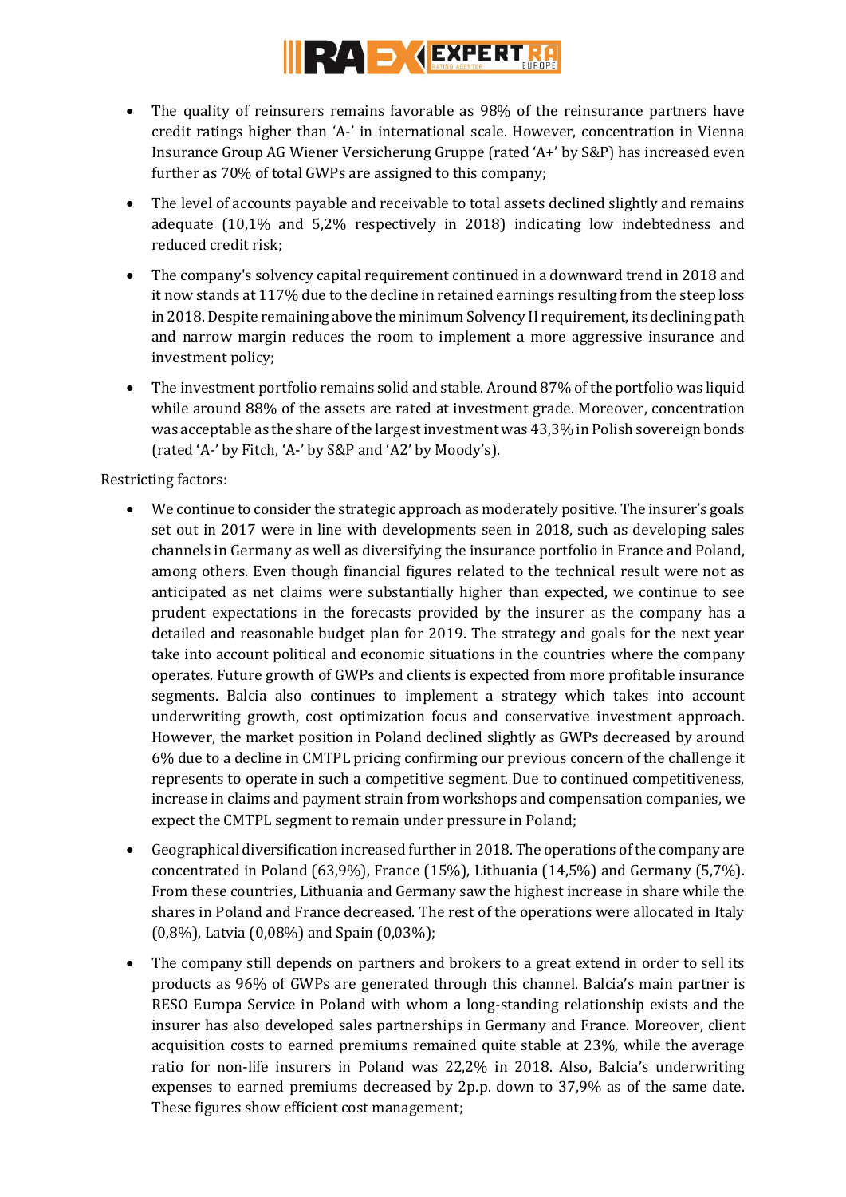- The quality of reinsurers remains favorable as 98% of the reinsurance partners have credit ratings higher than 'A-' in international scale. However, concentration in Vienna Insurance Group AG Wiener Versicherung Gruppe (rated 'A+' by S&P) has increased even further as 70% of total GWPs are assigned to this company;
- The level of accounts payable and receivable to total assets declined slightly and remains adequate (10,1% and 5,2% respectively in 2018) indicating low indebtedness and reduced credit risk;
- The company's solvency capital requirement continued in a downward trend in 2018 and it now stands at 117% due to the decline in retained earnings resulting from the steep loss in 2018. Despite remaining above the minimum Solvency II requirement, its declining path and narrow margin reduces the room to implement a more aggressive insurance and investment policy;
- The investment portfolio remains solid and stable. Around 87% of the portfolio was liquid while around 88% of the assets are rated at investment grade. Moreover, concentration was acceptable as the share of the largest investment was 43,3% in Polish sovereign bonds (rated 'A-' by Fitch, 'A-' by S&P and 'A2' by Moody's).

Restricting factors:

- We continue to consider the strategic approach as moderately positive. The insurer's goals set out in 2017 were in line with developments seen in 2018, such as developing sales channels in Germany as well as diversifying the insurance portfolio in France and Poland, among others. Even though financial figures related to the technical result were not as anticipated as net claims were substantially higher than expected, we continue to see prudent expectations in the forecasts provided by the insurer as the company has a detailed and reasonable budget plan for 2019. The strategy and goals for the next year take into account political and economic situations in the countries where the company operates. Future growth of GWPs and clients is expected from more profitable insurance segments. Balcia also continues to implement a strategy which takes into account underwriting growth, cost optimization focus and conservative investment approach. However, the market position in Poland declined slightly as GWPs decreased by around 6% due to a decline in CMTPL pricing confirming our previous concern of the challenge it represents to operate in such a competitive segment. Due to continued competitiveness, increase in claims and payment strain from workshops and compensation companies, we expect the CMTPL segment to remain under pressure in Poland;
- Geographical diversification increased further in 2018. The operations of the company are concentrated in Poland (63,9%), France (15%), Lithuania (14,5%) and Germany (5,7%). From these countries, Lithuania and Germany saw the highest increase in share while the shares in Poland and France decreased. The rest of the operations were allocated in Italy (0,8%), Latvia (0,08%) and Spain (0,03%);
- The company still depends on partners and brokers to a great extend in order to sell its products as 96% of GWPs are generated through this channel. Balcia's main partner is RESO Europa Service in Poland with whom a long-standing relationship exists and the insurer has also developed sales partnerships in Germany and France. Moreover, client acquisition costs to earned premiums remained quite stable at 23%, while the average ratio for non-life insurers in Poland was 22,2% in 2018. Also, Balcia's underwriting expenses to earned premiums decreased by 2p.p. down to 37,9% as of the same date. These figures show efficient cost management;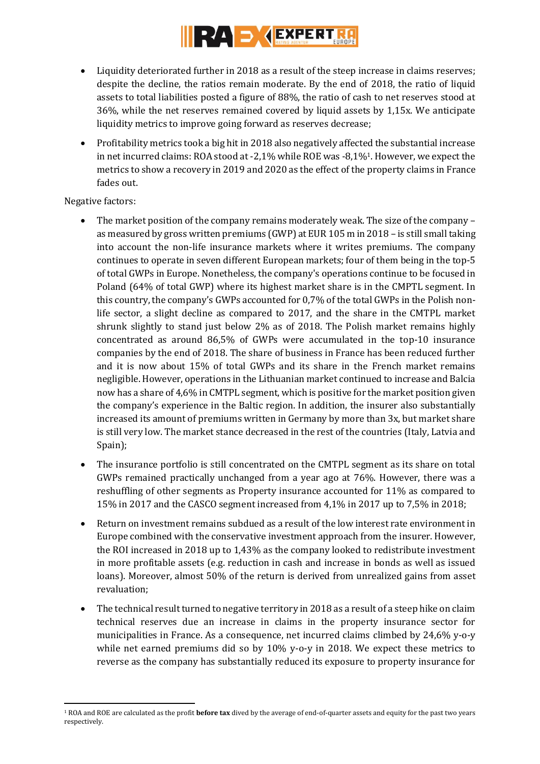- Liquidity deteriorated further in 2018 as a result of the steep increase in claims reserves; despite the decline, the ratios remain moderate. By the end of 2018, the ratio of liquid assets to total liabilities posted a figure of 88%, the ratio of cash to net reserves stood at 36%, while the net reserves remained covered by liquid assets by 1,15x. We anticipate liquidity metrics to improve going forward as reserves decrease;
- Profitability metrics took a big hit in 2018 also negatively affected the substantial increase in net incurred claims: ROA stood at -2,1% while ROE was -8,1%[1]. However, we expect the metrics to show a recovery in 2019 and 2020 as the effect of the property claims in France fades out.

Negative factors:

- The market position of the company remains moderately weak. The size of the company – as measured by gross written premiums (GWP) at EUR 105 m in 2018 – is still small taking into account the non-life insurance markets where it writes premiums. The company continues to operate in seven different European markets; four of them being in the top-5 of total GWPs in Europe. Nonetheless, the company's operations continue to be focused in Poland (64% of total GWP) where its highest market share is in the CMPTL segment. In this country, the company's GWPs accounted for 0,7% of the total GWPs in the Polish non-life sector, a slight decline as compared to 2017, and the share in the CMTPL market shrunk slightly to stand just below 2% as of 2018. The Polish market remains highly concentrated as around 86,5% of GWPs were accumulated in the top-10 insurance companies by the end of 2018. The share of business in France has been reduced further and it is now about 15% of total GWPs and its share in the French market remains negligible. However, operations in the Lithuanian market continued to increase and Balcia now has a share of 4,6% in CMTPL segment, which is positive for the market position given the company's experience in the Baltic region. In addition, the insurer also substantially increased its amount of premiums written in Germany by more than 3x, but market share is still very low. The market stance decreased in the rest of the countries (Italy, Latvia and Spain);
- The insurance portfolio is still concentrated on the CMTPL segment as its share on total GWPs remained practically unchanged from a year ago at 76%. However, there was a reshuffling of other segments as Property insurance accounted for 11% as compared to 15% in 2017 and the CASCO segment increased from 4,1% in 2017 up to 7,5% in 2018;
- Return on investment remains subdued as a result of the low interest rate environment in Europe combined with the conservative investment approach from the insurer. However, the ROI increased in 2018 up to 1,43% as the company looked to redistribute investment in more profitable assets (e.g. reduction in cash and increase in bonds as well as issued loans). Moreover, almost 50% of the return is derived from unrealized gains from asset revaluation;
- The technical result turned to negative territory in 2018 as a result of a steep hike on claim technical reserves due an increase in claims in the property insurance sector for municipalities in France. As a consequence, net incurred claims climbed by 24,6% y-o-y while net earned premiums did so by 10% y-o-y in 2018. We expect these metrics to reverse as the company has substantially reduced its exposure to property insurance for

[1] ROA and ROE are calculated as the profit **before tax** dived by the average of end-of-quarter assets and equity for the past two years respectively.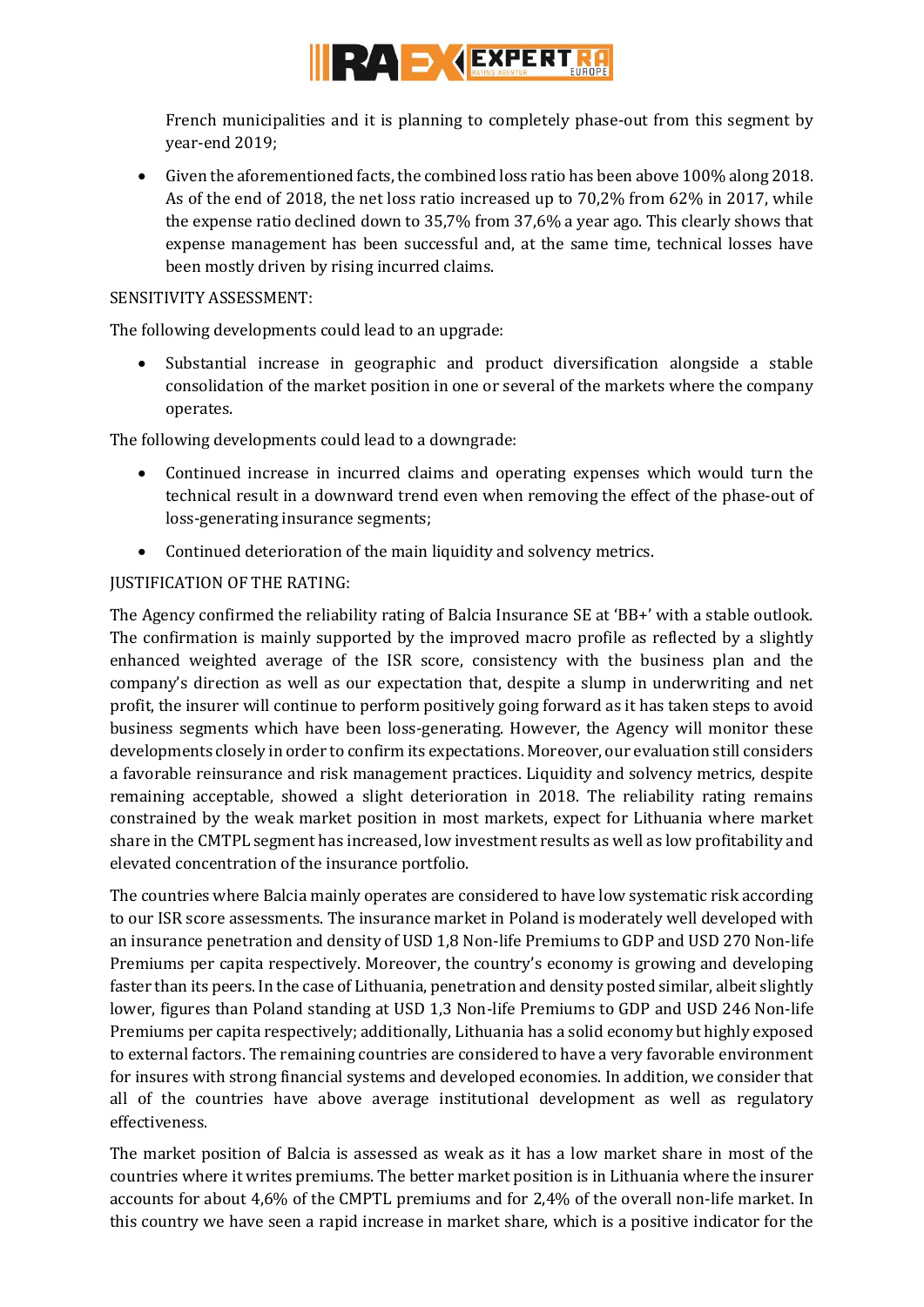French municipalities and it is planning to completely phase-out from this segment by year-end 2019;

- Given the aforementioned facts, the combined loss ratio has been above 100% along 2018. As of the end of 2018, the net loss ratio increased up to 70,2% from 62% in 2017, while the expense ratio declined down to 35,7% from 37,6% a year ago. This clearly shows that expense management has been successful and, at the same time, technical losses have been mostly driven by rising incurred claims.

SENSITIVITY ASSESSMENT:

The following developments could lead to an upgrade:

- Substantial increase in geographic and product diversification alongside a stable consolidation of the market position in one or several of the markets where the company operates.

The following developments could lead to a downgrade:

- Continued increase in incurred claims and operating expenses which would turn the technical result in a downward trend even when removing the effect of the phase-out of loss-generating insurance segments;
- Continued deterioration of the main liquidity and solvency metrics.

JUSTIFICATION OF THE RATING:

The Agency confirmed the reliability rating of Balcia Insurance SE at 'BB+' with a stable outlook. The confirmation is mainly supported by the improved macro profile as reflected by a slightly enhanced weighted average of the ISR score, consistency with the business plan and the company's direction as well as our expectation that, despite a slump in underwriting and net profit, the insurer will continue to perform positively going forward as it has taken steps to avoid business segments which have been loss-generating. However, the Agency will monitor these developments closely in order to confirm its expectations. Moreover, our evaluation still considers a favorable reinsurance and risk management practices. Liquidity and solvency metrics, despite remaining acceptable, showed a slight deterioration in 2018. The reliability rating remains constrained by the weak market position in most markets, expect for Lithuania where market share in the CMTPL segment has increased, low investment results as well as low profitability and elevated concentration of the insurance portfolio.

The countries where Balcia mainly operates are considered to have low systematic risk according to our ISR score assessments. The insurance market in Poland is moderately well developed with an insurance penetration and density of USD 1,8 Non-life Premiums to GDP and USD 270 Non-life Premiums per capita respectively. Moreover, the country's economy is growing and developing faster than its peers. In the case of Lithuania, penetration and density posted similar, albeit slightly lower, figures than Poland standing at USD 1,3 Non-life Premiums to GDP and USD 246 Non-life Premiums per capita respectively; additionally, Lithuania has a solid economy but highly exposed to external factors. The remaining countries are considered to have a very favorable environment for insures with strong financial systems and developed economies. In addition, we consider that all of the countries have above average institutional development as well as regulatory effectiveness.

The market position of Balcia is assessed as weak as it has a low market share in most of the countries where it writes premiums. The better market position is in Lithuania where the insurer accounts for about 4,6% of the CMPTL premiums and for 2,4% of the overall non-life market. In this country we have seen a rapid increase in market share, which is a positive indicator for the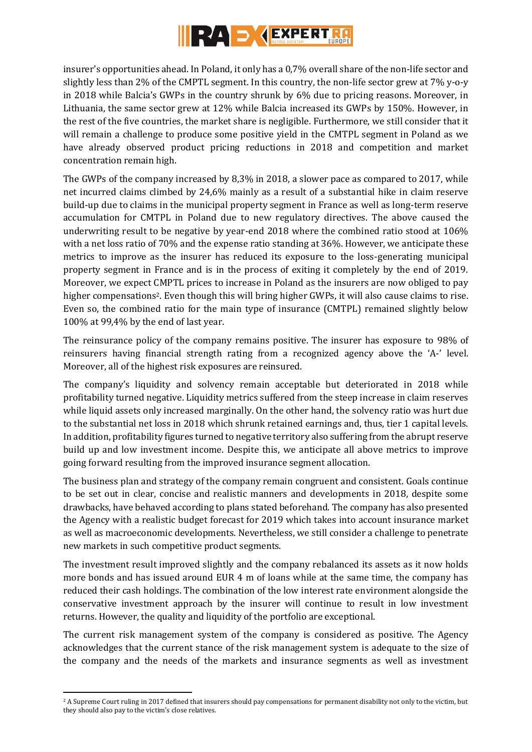insurer's opportunities ahead. In Poland, it only has a 0,7% overall share of the non-life sector and slightly less than 2% of the CMPTL segment. In this country, the non-life sector grew at 7% y-o-y in 2018 while Balcia's GWPs in the country shrunk by 6% due to pricing reasons. Moreover, in Lithuania, the same sector grew at 12% while Balcia increased its GWPs by 150%. However, in the rest of the five countries, the market share is negligible. Furthermore, we still consider that it will remain a challenge to produce some positive yield in the CMTPL segment in Poland as we have already observed product pricing reductions in 2018 and competition and market concentration remain high.

The GWPs of the company increased by 8,3% in 2018, a slower pace as compared to 2017, while net incurred claims climbed by 24,6% mainly as a result of a substantial hike in claim reserve build-up due to claims in the municipal property segment in France as well as long-term reserve accumulation for CMTPL in Poland due to new regulatory directives. The above caused the underwriting result to be negative by year-end 2018 where the combined ratio stood at 106% with a net loss ratio of 70% and the expense ratio standing at 36%. However, we anticipate these metrics to improve as the insurer has reduced its exposure to the loss-generating municipal property segment in France and is in the process of exiting it completely by the end of 2019. Moreover, we expect CMPTL prices to increase in Poland as the insurers are now obliged to pay higher compensations[2]. Even though this will bring higher GWPs, it will also cause claims to rise. Even so, the combined ratio for the main type of insurance (CMTPL) remained slightly below 100% at 99,4% by the end of last year.

The reinsurance policy of the company remains positive. The insurer has exposure to 98% of reinsurers having financial strength rating from a recognized agency above the 'A-' level. Moreover, all of the highest risk exposures are reinsured.

The company's liquidity and solvency remain acceptable but deteriorated in 2018 while profitability turned negative. Liquidity metrics suffered from the steep increase in claim reserves while liquid assets only increased marginally. On the other hand, the solvency ratio was hurt due to the substantial net loss in 2018 which shrunk retained earnings and, thus, tier 1 capital levels. In addition, profitability figures turned to negative territory also suffering from the abrupt reserve build up and low investment income. Despite this, we anticipate all above metrics to improve going forward resulting from the improved insurance segment allocation.

The business plan and strategy of the company remain congruent and consistent. Goals continue to be set out in clear, concise and realistic manners and developments in 2018, despite some drawbacks, have behaved according to plans stated beforehand. The company has also presented the Agency with a realistic budget forecast for 2019 which takes into account insurance market as well as macroeconomic developments. Nevertheless, we still consider a challenge to penetrate new markets in such competitive product segments.

The investment result improved slightly and the company rebalanced its assets as it now holds more bonds and has issued around EUR 4 m of loans while at the same time, the company has reduced their cash holdings. The combination of the low interest rate environment alongside the conservative investment approach by the insurer will continue to result in low investment returns. However, the quality and liquidity of the portfolio are exceptional.

The current risk management system of the company is considered as positive. The Agency acknowledges that the current stance of the risk management system is adequate to the size of the company and the needs of the markets and insurance segments as well as investment

---

[2] A Supreme Court ruling in 2017 defined that insurers should pay compensations for permanent disability not only to the victim, but they should also pay to the victim's close relatives.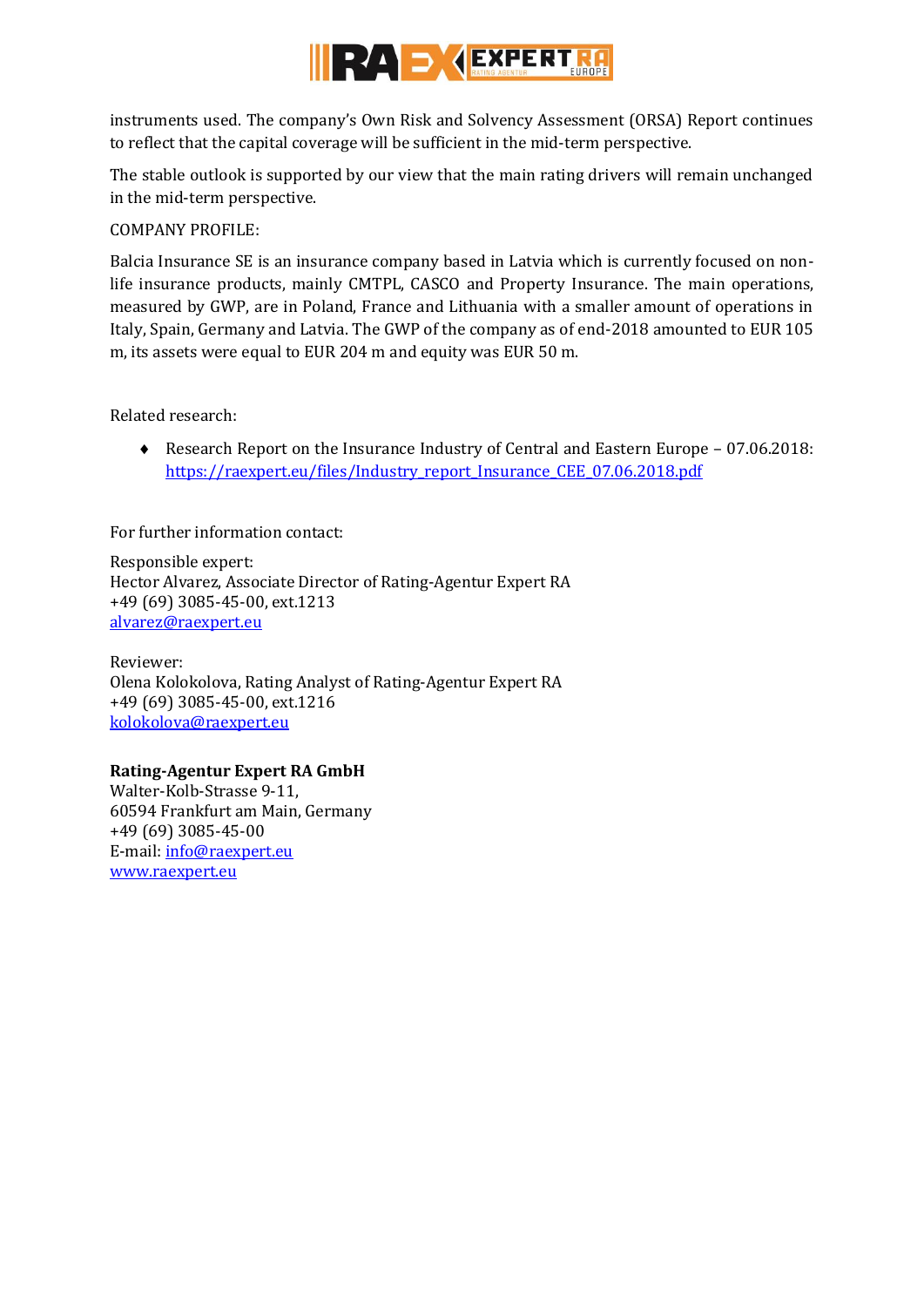instruments used. The company's Own Risk and Solvency Assessment (ORSA) Report continues to reflect that the capital coverage will be sufficient in the mid-term perspective.

The stable outlook is supported by our view that the main rating drivers will remain unchanged in the mid-term perspective.

COMPANY PROFILE:

Balcia Insurance SE is an insurance company based in Latvia which is currently focused on non-life insurance products, mainly CMTPL, CASCO and Property Insurance. The main operations, measured by GWP, are in Poland, France and Lithuania with a smaller amount of operations in Italy, Spain, Germany and Latvia. The GWP of the company as of end-2018 amounted to EUR 105 m, its assets were equal to EUR 204 m and equity was EUR 50 m.

Related research:

- Research Report on the Insurance Industry of Central and Eastern Europe – 07.06.2018: [https://raexpert.eu/files/Industry_report_Insurance_CEE_07.06.2018.pdf](https://raexpert.eu/files/Industry_report_Insurance_CEE_07.06.2018.pdf)

For further information contact:

Responsible expert:
Hector Alvarez, Associate Director of Rating-Agentur Expert RA
+49 (69) 3085-45-00, ext.1213
[alvarez@raexpert.eu](mailto:alvarez@raexpert.eu)

Reviewer:
Olena Kolokolova, Rating Analyst of Rating-Agentur Expert RA
+49 (69) 3085-45-00, ext.1216
[kolokolova@raexpert.eu](mailto:kolokolova@raexpert.eu)

**Rating-Agentur Expert RA GmbH**
Walter-Kolb-Strasse 9-11,
60594 Frankfurt am Main, Germany
+49 (69) 3085-45-00
E-mail: [info@raexpert.eu](mailto:info@raexpert.eu)
[www.raexpert.eu](http://www.raexpert.eu)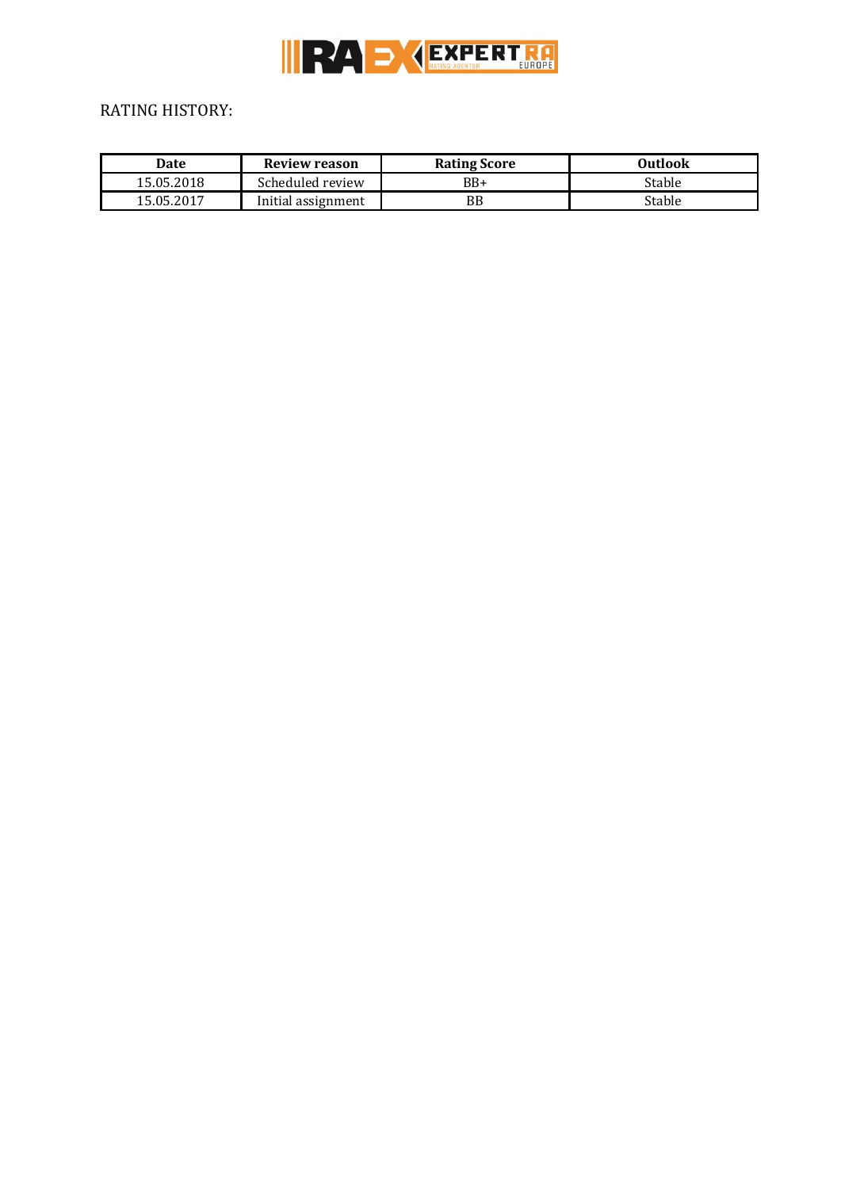RATING HISTORY:

| Date | Review reason | Rating Score | Outlook |
|---|---|---|---|
| 15.05.2018 | Scheduled review | BB+ | Stable |
| 15.05.2017 | Initial assignment | BB | Stable |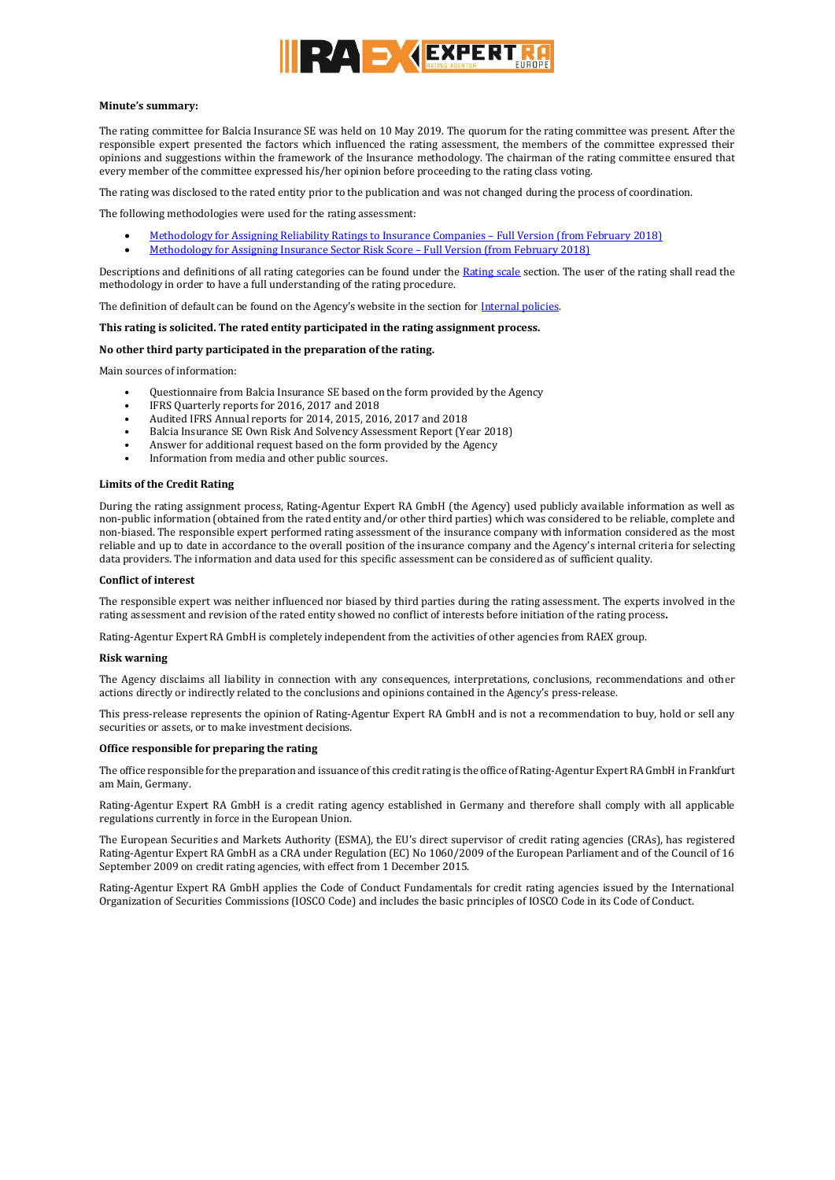**Minute's summary:**

The rating committee for Balcia Insurance SE was held on 10 May 2019. The quorum for the rating committee was present. After the responsible expert presented the factors which influenced the rating assessment, the members of the committee expressed their opinions and suggestions within the framework of the Insurance methodology. The chairman of the rating committee ensured that every member of the committee expressed his/her opinion before proceeding to the rating class voting.

The rating was disclosed to the rated entity prior to the publication and was not changed during the process of coordination.

The following methodologies were used for the rating assessment:

- Methodology for Assigning Reliability Ratings to Insurance Companies – Full Version (from February 2018)
- Methodology for Assigning Insurance Sector Risk Score – Full Version (from February 2018)

Descriptions and definitions of all rating categories can be found under the Rating scale section. The user of the rating shall read the methodology in order to have a full understanding of the rating procedure.

The definition of default can be found on the Agency's website in the section for Internal policies.

**This rating is solicited. The rated entity participated in the rating assignment process.**

**No other third party participated in the preparation of the rating.**

Main sources of information:

- Questionnaire from Balcia Insurance SE based on the form provided by the Agency
- IFRS Quarterly reports for 2016, 2017 and 2018
- Audited IFRS Annual reports for 2014, 2015, 2016, 2017 and 2018
- Balcia Insurance SE Own Risk And Solvency Assessment Report (Year 2018)
- Answer for additional request based on the form provided by the Agency
- Information from media and other public sources.

**Limits of the Credit Rating**

During the rating assignment process, Rating-Agentur Expert RA GmbH (the Agency) used publicly available information as well as non-public information (obtained from the rated entity and/or other third parties) which was considered to be reliable, complete and non-biased. The responsible expert performed rating assessment of the insurance company with information considered as the most reliable and up to date in accordance to the overall position of the insurance company and the Agency's internal criteria for selecting data providers. The information and data used for this specific assessment can be considered as of sufficient quality.

**Conflict of interest**

The responsible expert was neither influenced nor biased by third parties during the rating assessment. The experts involved in the rating assessment and revision of the rated entity showed no conflict of interests before initiation of the rating process**.**

Rating-Agentur Expert RA GmbH is completely independent from the activities of other agencies from RAEX group.

**Risk warning**

The Agency disclaims all liability in connection with any consequences, interpretations, conclusions, recommendations and other actions directly or indirectly related to the conclusions and opinions contained in the Agency's press-release.

This press-release represents the opinion of Rating-Agentur Expert RA GmbH and is not a recommendation to buy, hold or sell any securities or assets, or to make investment decisions.

**Office responsible for preparing the rating**

The office responsible for the preparation and issuance of this credit rating is the office of Rating-Agentur Expert RA GmbH in Frankfurt am Main, Germany.

Rating-Agentur Expert RA GmbH is a credit rating agency established in Germany and therefore shall comply with all applicable regulations currently in force in the European Union.

The European Securities and Markets Authority (ESMA), the EU's direct supervisor of credit rating agencies (CRAs), has registered Rating-Agentur Expert RA GmbH as a CRA under Regulation (EC) No 1060/2009 of the European Parliament and of the Council of 16 September 2009 on credit rating agencies, with effect from 1 December 2015.

Rating-Agentur Expert RA GmbH applies the Code of Conduct Fundamentals for credit rating agencies issued by the International Organization of Securities Commissions (IOSCO Code) and includes the basic principles of IOSCO Code in its Code of Conduct.